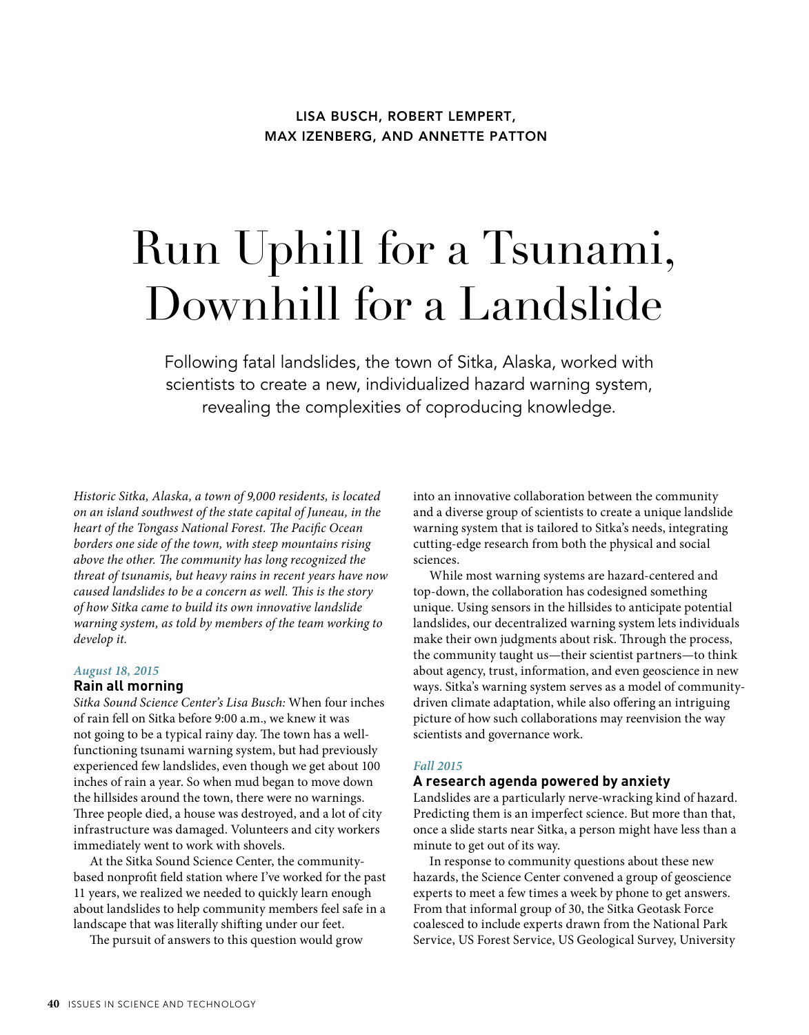LISA BUSCH, ROBERT LEMPERT, MAX IZENBERG, AND ANNETTE PATTON

# Run Uphill for a Tsunami, Downhill for a Landslide

Following fatal landslides, the town of Sitka, Alaska, worked with scientists to create a new, individualized hazard warning system, revealing the complexities of coproducing knowledge.

*Historic Sitka, Alaska, a town of 9,000 residents, is located on an island southwest of the state capital of Juneau, in the heart of the Tongass National Forest. The Pacific Ocean borders one side of the town, with steep mountains rising above the other. The community has long recognized the threat of tsunamis, but heavy rains in recent years have now caused landslides to be a concern as well. This is the story of how Sitka came to build its own innovative landslide warning system, as told by members of the team working to develop it.*

*August 18, 2015*

### Rain all morning

*Sitka Sound Science Center's Lisa Busch:* When four inches of rain fell on Sitka before 9:00 a.m., we knew it was not going to be a typical rainy day. The town has a well-functioning tsunami warning system, but had previously experienced few landslides, even though we get about 100 inches of rain a year. So when mud began to move down the hillsides around the town, there were no warnings. Three people died, a house was destroyed, and a lot of city infrastructure was damaged. Volunteers and city workers immediately went to work with shovels.

At the Sitka Sound Science Center, the community-based nonprofit field station where I've worked for the past 11 years, we realized we needed to quickly learn enough about landslides to help community members feel safe in a landscape that was literally shifting under our feet.

The pursuit of answers to this question would grow into an innovative collaboration between the community and a diverse group of scientists to create a unique landslide warning system that is tailored to Sitka's needs, integrating cutting-edge research from both the physical and social sciences.

While most warning systems are hazard-centered and top-down, the collaboration has codesigned something unique. Using sensors in the hillsides to anticipate potential landslides, our decentralized warning system lets individuals make their own judgments about risk. Through the process, the community taught us—their scientist partners—to think about agency, trust, information, and even geoscience in new ways. Sitka's warning system serves as a model of community-driven climate adaptation, while also offering an intriguing picture of how such collaborations may reenvision the way scientists and governance work.

*Fall 2015*

### A research agenda powered by anxiety

Landslides are a particularly nerve-wracking kind of hazard. Predicting them is an imperfect science. But more than that, once a slide starts near Sitka, a person might have less than a minute to get out of its way.

In response to community questions about these new hazards, the Science Center convened a group of geoscience experts to meet a few times a week by phone to get answers. From that informal group of 30, the Sitka Geotask Force coalesced to include experts drawn from the National Park Service, US Forest Service, US Geological Survey, University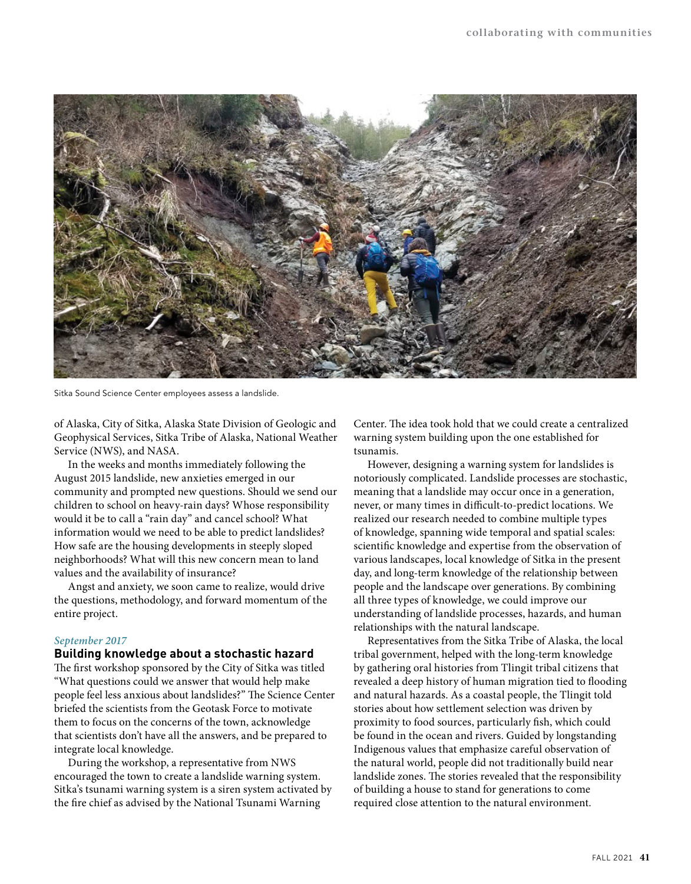Sitka Sound Science Center employees assess a landslide.

of Alaska, City of Sitka, Alaska State Division of Geologic and Geophysical Services, Sitka Tribe of Alaska, National Weather Service (NWS), and NASA.

In the weeks and months immediately following the August 2015 landslide, new anxieties emerged in our community and prompted new questions. Should we send our children to school on heavy-rain days? Whose responsibility would it be to call a "rain day" and cancel school? What information would we need to be able to predict landslides? How safe are the housing developments in steeply sloped neighborhoods? What will this new concern mean to land values and the availability of insurance?

Angst and anxiety, we soon came to realize, would drive the questions, methodology, and forward momentum of the entire project.

*September 2017*

## Building knowledge about a stochastic hazard

The first workshop sponsored by the City of Sitka was titled "What questions could we answer that would help make people feel less anxious about landslides?" The Science Center briefed the scientists from the Geotask Force to motivate them to focus on the concerns of the town, acknowledge that scientists don't have all the answers, and be prepared to integrate local knowledge.

During the workshop, a representative from NWS encouraged the town to create a landslide warning system. Sitka's tsunami warning system is a siren system activated by the fire chief as advised by the National Tsunami Warning Center. The idea took hold that we could create a centralized warning system building upon the one established for tsunamis.

However, designing a warning system for landslides is notoriously complicated. Landslide processes are stochastic, meaning that a landslide may occur once in a generation, never, or many times in difficult-to-predict locations. We realized our research needed to combine multiple types of knowledge, spanning wide temporal and spatial scales: scientific knowledge and expertise from the observation of various landscapes, local knowledge of Sitka in the present day, and long-term knowledge of the relationship between people and the landscape over generations. By combining all three types of knowledge, we could improve our understanding of landslide processes, hazards, and human relationships with the natural landscape.

Representatives from the Sitka Tribe of Alaska, the local tribal government, helped with the long-term knowledge by gathering oral histories from Tlingit tribal citizens that revealed a deep history of human migration tied to flooding and natural hazards. As a coastal people, the Tlingit told stories about how settlement selection was driven by proximity to food sources, particularly fish, which could be found in the ocean and rivers. Guided by longstanding Indigenous values that emphasize careful observation of the natural world, people did not traditionally build near landslide zones. The stories revealed that the responsibility of building a house to stand for generations to come required close attention to the natural environment.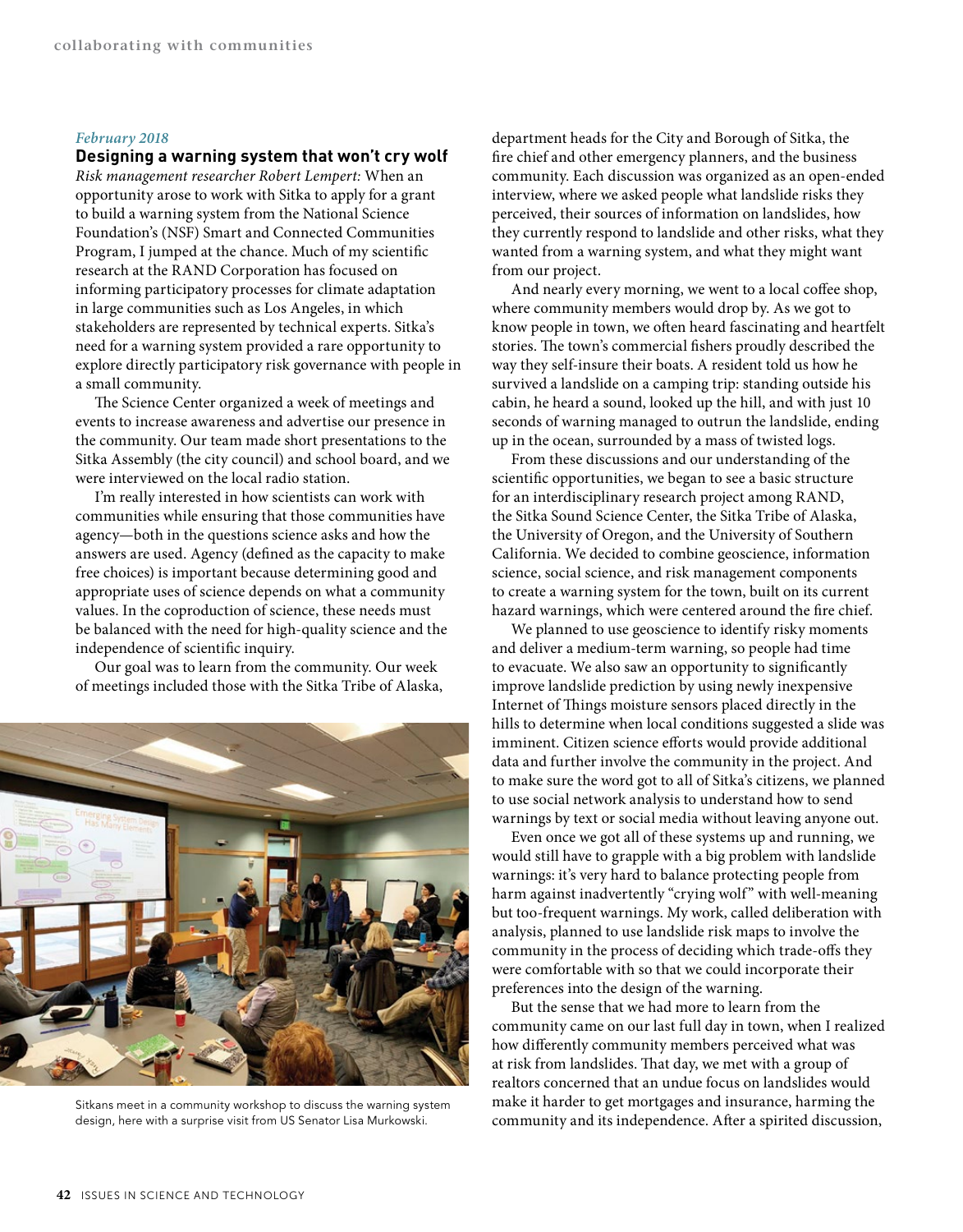*February 2018*

**Designing a warning system that won't cry wolf**

*Risk management researcher Robert Lempert:* When an opportunity arose to work with Sitka to apply for a grant to build a warning system from the National Science Foundation's (NSF) Smart and Connected Communities Program, I jumped at the chance. Much of my scientific research at the RAND Corporation has focused on informing participatory processes for climate adaptation in large communities such as Los Angeles, in which stakeholders are represented by technical experts. Sitka's need for a warning system provided a rare opportunity to explore directly participatory risk governance with people in a small community.

The Science Center organized a week of meetings and events to increase awareness and advertise our presence in the community. Our team made short presentations to the Sitka Assembly (the city council) and school board, and we were interviewed on the local radio station.

I'm really interested in how scientists can work with communities while ensuring that those communities have agency—both in the questions science asks and how the answers are used. Agency (defined as the capacity to make free choices) is important because determining good and appropriate uses of science depends on what a community values. In the coproduction of science, these needs must be balanced with the need for high-quality science and the independence of scientific inquiry.

Our goal was to learn from the community. Our week of meetings included those with the Sitka Tribe of Alaska, department heads for the City and Borough of Sitka, the fire chief and other emergency planners, and the business community. Each discussion was organized as an open-ended interview, where we asked people what landslide risks they perceived, their sources of information on landslides, how they currently respond to landslide and other risks, what they wanted from a warning system, and what they might want from our project.

Sitkans meet in a community workshop to discuss the warning system design, here with a surprise visit from US Senator Lisa Murkowski.

And nearly every morning, we went to a local coffee shop, where community members would drop by. As we got to know people in town, we often heard fascinating and heartfelt stories. The town's commercial fishers proudly described the way they self-insure their boats. A resident told us how he survived a landslide on a camping trip: standing outside his cabin, he heard a sound, looked up the hill, and with just 10 seconds of warning managed to outrun the landslide, ending up in the ocean, surrounded by a mass of twisted logs.

From these discussions and our understanding of the scientific opportunities, we began to see a basic structure for an interdisciplinary research project among RAND, the Sitka Sound Science Center, the Sitka Tribe of Alaska, the University of Oregon, and the University of Southern California. We decided to combine geoscience, information science, social science, and risk management components to create a warning system for the town, built on its current hazard warnings, which were centered around the fire chief.

We planned to use geoscience to identify risky moments and deliver a medium-term warning, so people had time to evacuate. We also saw an opportunity to significantly improve landslide prediction by using newly inexpensive Internet of Things moisture sensors placed directly in the hills to determine when local conditions suggested a slide was imminent. Citizen science efforts would provide additional data and further involve the community in the project. And to make sure the word got to all of Sitka's citizens, we planned to use social network analysis to understand how to send warnings by text or social media without leaving anyone out.

Even once we got all of these systems up and running, we would still have to grapple with a big problem with landslide warnings: it's very hard to balance protecting people from harm against inadvertently "crying wolf" with well-meaning but too-frequent warnings. My work, called deliberation with analysis, planned to use landslide risk maps to involve the community in the process of deciding which trade-offs they were comfortable with so that we could incorporate their preferences into the design of the warning.

But the sense that we had more to learn from the community came on our last full day in town, when I realized how differently community members perceived what was at risk from landslides. That day, we met with a group of realtors concerned that an undue focus on landslides would make it harder to get mortgages and insurance, harming the community and its independence. After a spirited discussion,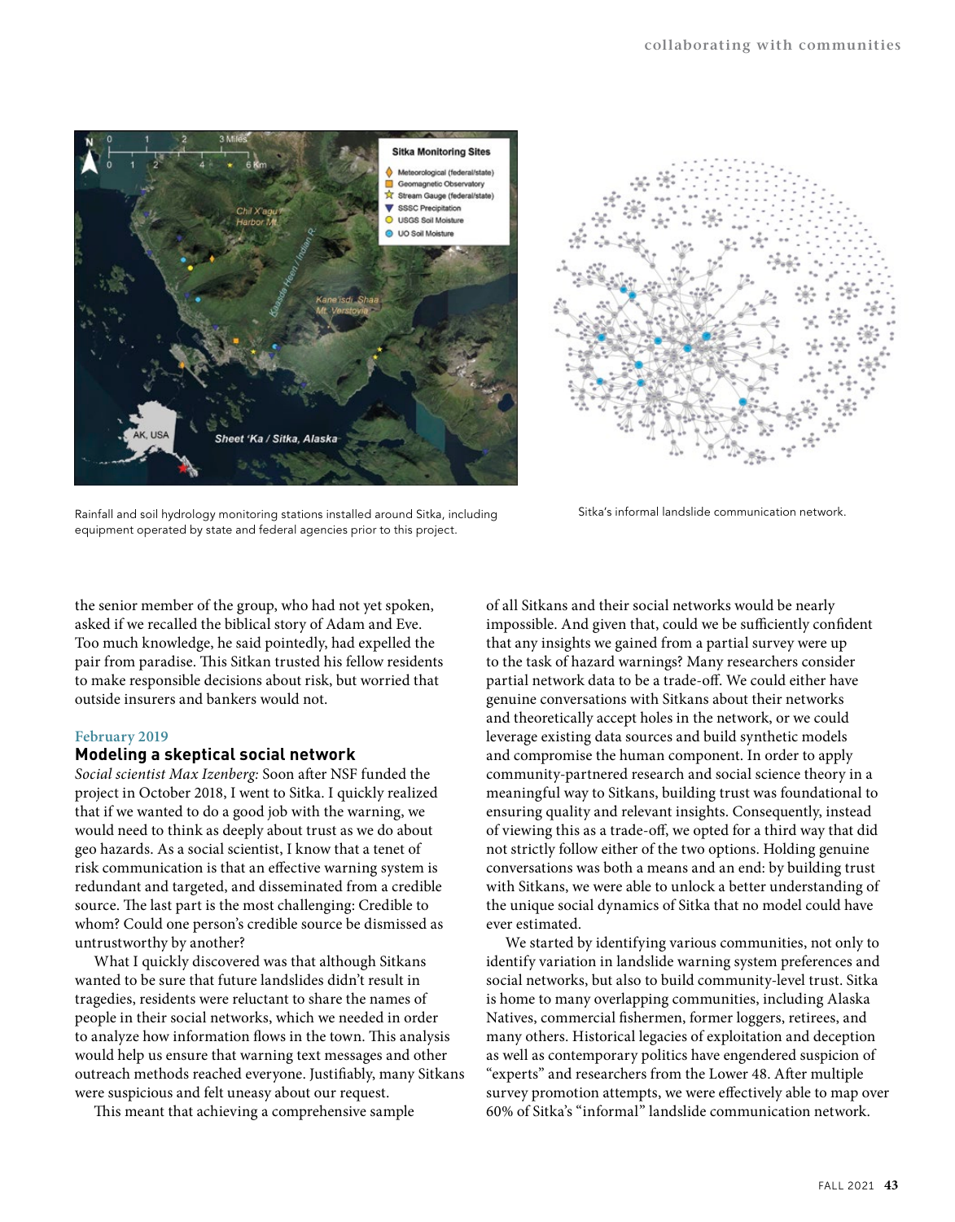Rainfall and soil hydrology monitoring stations installed around Sitka, including equipment operated by state and federal agencies prior to this project.

Sitka's informal landslide communication network.

the senior member of the group, who had not yet spoken, asked if we recalled the biblical story of Adam and Eve. Too much knowledge, he said pointedly, had expelled the pair from paradise. This Sitkan trusted his fellow residents to make responsible decisions about risk, but worried that outside insurers and bankers would not.

### February 2019

## Modeling a skeptical social network

*Social scientist Max Izenberg:* Soon after NSF funded the project in October 2018, I went to Sitka. I quickly realized that if we wanted to do a good job with the warning, we would need to think as deeply about trust as we do about geo hazards. As a social scientist, I know that a tenet of risk communication is that an effective warning system is redundant and targeted, and disseminated from a credible source. The last part is the most challenging: Credible to whom? Could one person's credible source be dismissed as untrustworthy by another?

What I quickly discovered was that although Sitkans wanted to be sure that future landslides didn't result in tragedies, residents were reluctant to share the names of people in their social networks, which we needed in order to analyze how information flows in the town. This analysis would help us ensure that warning text messages and other outreach methods reached everyone. Justifiably, many Sitkans were suspicious and felt uneasy about our request.

This meant that achieving a comprehensive sample of all Sitkans and their social networks would be nearly impossible. And given that, could we be sufficiently confident that any insights we gained from a partial survey were up to the task of hazard warnings? Many researchers consider partial network data to be a trade-off. We could either have genuine conversations with Sitkans about their networks and theoretically accept holes in the network, or we could leverage existing data sources and build synthetic models and compromise the human component. In order to apply community-partnered research and social science theory in a meaningful way to Sitkans, building trust was foundational to ensuring quality and relevant insights. Consequently, instead of viewing this as a trade-off, we opted for a third way that did not strictly follow either of the two options. Holding genuine conversations was both a means and an end: by building trust with Sitkans, we were able to unlock a better understanding of the unique social dynamics of Sitka that no model could have ever estimated.

We started by identifying various communities, not only to identify variation in landslide warning system preferences and social networks, but also to build community-level trust. Sitka is home to many overlapping communities, including Alaska Natives, commercial fishermen, former loggers, retirees, and many others. Historical legacies of exploitation and deception as well as contemporary politics have engendered suspicion of "experts" and researchers from the Lower 48. After multiple survey promotion attempts, we were effectively able to map over 60% of Sitka's "informal" landslide communication network.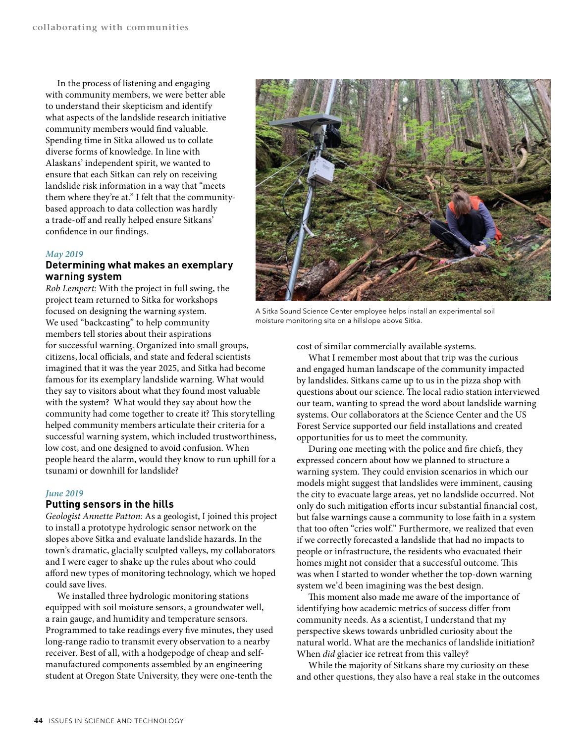In the process of listening and engaging with community members, we were better able to understand their skepticism and identify what aspects of the landslide research initiative community members would find valuable. Spending time in Sitka allowed us to collate diverse forms of knowledge. In line with Alaskans' independent spirit, we wanted to ensure that each Sitkan can rely on receiving landslide risk information in a way that "meets them where they're at." I felt that the community-based approach to data collection was hardly a trade-off and really helped ensure Sitkans' confidence in our findings.

*May 2019*

### Determining what makes an exemplary warning system

*Rob Lempert:* With the project in full swing, the project team returned to Sitka for workshops focused on designing the warning system. We used "backcasting" to help community members tell stories about their aspirations for successful warning. Organized into small groups, citizens, local officials, and state and federal scientists imagined that it was the year 2025, and Sitka had become famous for its exemplary landslide warning. What would they say to visitors about what they found most valuable with the system? What would they say about how the community had come together to create it? This storytelling helped community members articulate their criteria for a successful warning system, which included trustworthiness, low cost, and one designed to avoid confusion. When people heard the alarm, would they know to run uphill for a tsunami or downhill for landslide?

*June 2019*

### Putting sensors in the hills

*Geologist Annette Patton:* As a geologist, I joined this project to install a prototype hydrologic sensor network on the slopes above Sitka and evaluate landslide hazards. In the town's dramatic, glacially sculpted valleys, my collaborators and I were eager to shake up the rules about who could afford new types of monitoring technology, which we hoped could save lives.

We installed three hydrologic monitoring stations equipped with soil moisture sensors, a groundwater well, a rain gauge, and humidity and temperature sensors. Programmed to take readings every five minutes, they used long-range radio to transmit every observation to a nearby receiver. Best of all, with a hodgepodge of cheap and self-manufactured components assembled by an engineering student at Oregon State University, they were one-tenth the cost of similar commercially available systems.

A Sitka Sound Science Center employee helps install an experimental soil moisture monitoring site on a hillslope above Sitka.

What I remember most about that trip was the curious and engaged human landscape of the community impacted by landslides. Sitkans came up to us in the pizza shop with questions about our science. The local radio station interviewed our team, wanting to spread the word about landslide warning systems. Our collaborators at the Science Center and the US Forest Service supported our field installations and created opportunities for us to meet the community.

During one meeting with the police and fire chiefs, they expressed concern about how we planned to structure a warning system. They could envision scenarios in which our models might suggest that landslides were imminent, causing the city to evacuate large areas, yet no landslide occurred. Not only do such mitigation efforts incur substantial financial cost, but false warnings cause a community to lose faith in a system that too often "cries wolf." Furthermore, we realized that even if we correctly forecasted a landslide that had no impacts to people or infrastructure, the residents who evacuated their homes might not consider that a successful outcome. This was when I started to wonder whether the top-down warning system we'd been imagining was the best design.

This moment also made me aware of the importance of identifying how academic metrics of success differ from community needs. As a scientist, I understand that my perspective skews towards unbridled curiosity about the natural world. What are the mechanics of landslide initiation? When *did* glacier ice retreat from this valley?

While the majority of Sitkans share my curiosity on these and other questions, they also have a real stake in the outcomes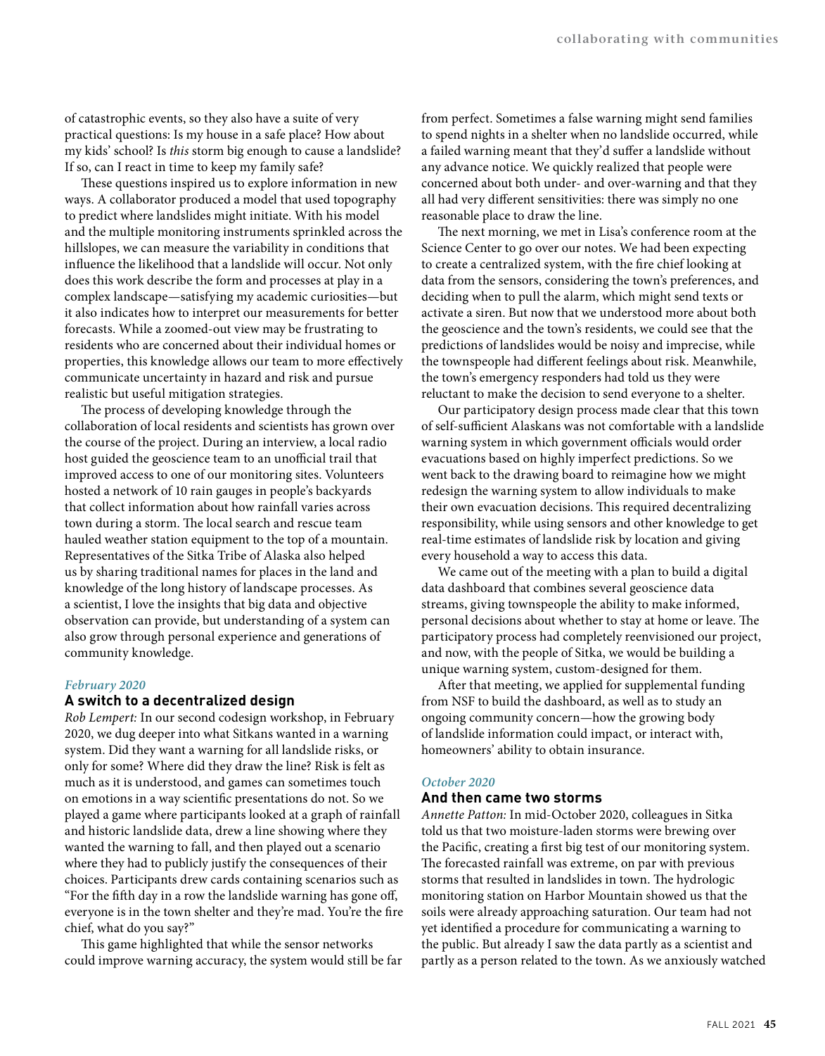of catastrophic events, so they also have a suite of very practical questions: Is my house in a safe place? How about my kids' school? Is *this* storm big enough to cause a landslide? If so, can I react in time to keep my family safe?

These questions inspired us to explore information in new ways. A collaborator produced a model that used topography to predict where landslides might initiate. With his model and the multiple monitoring instruments sprinkled across the hillslopes, we can measure the variability in conditions that influence the likelihood that a landslide will occur. Not only does this work describe the form and processes at play in a complex landscape—satisfying my academic curiosities—but it also indicates how to interpret our measurements for better forecasts. While a zoomed-out view may be frustrating to residents who are concerned about their individual homes or properties, this knowledge allows our team to more effectively communicate uncertainty in hazard and risk and pursue realistic but useful mitigation strategies.

The process of developing knowledge through the collaboration of local residents and scientists has grown over the course of the project. During an interview, a local radio host guided the geoscience team to an unofficial trail that improved access to one of our monitoring sites. Volunteers hosted a network of 10 rain gauges in people's backyards that collect information about how rainfall varies across town during a storm. The local search and rescue team hauled weather station equipment to the top of a mountain. Representatives of the Sitka Tribe of Alaska also helped us by sharing traditional names for places in the land and knowledge of the long history of landscape processes. As a scientist, I love the insights that big data and objective observation can provide, but understanding of a system can also grow through personal experience and generations of community knowledge.

*February 2020*

## A switch to a decentralized design

*Rob Lempert:* In our second codesign workshop, in February 2020, we dug deeper into what Sitkans wanted in a warning system. Did they want a warning for all landslide risks, or only for some? Where did they draw the line? Risk is felt as much as it is understood, and games can sometimes touch on emotions in a way scientific presentations do not. So we played a game where participants looked at a graph of rainfall and historic landslide data, drew a line showing where they wanted the warning to fall, and then played out a scenario where they had to publicly justify the consequences of their choices. Participants drew cards containing scenarios such as "For the fifth day in a row the landslide warning has gone off, everyone is in the town shelter and they're mad. You're the fire chief, what do you say?"

This game highlighted that while the sensor networks could improve warning accuracy, the system would still be far from perfect. Sometimes a false warning might send families to spend nights in a shelter when no landslide occurred, while a failed warning meant that they'd suffer a landslide without any advance notice. We quickly realized that people were concerned about both under- and over-warning and that they all had very different sensitivities: there was simply no one reasonable place to draw the line.

The next morning, we met in Lisa's conference room at the Science Center to go over our notes. We had been expecting to create a centralized system, with the fire chief looking at data from the sensors, considering the town's preferences, and deciding when to pull the alarm, which might send texts or activate a siren. But now that we understood more about both the geoscience and the town's residents, we could see that the predictions of landslides would be noisy and imprecise, while the townspeople had different feelings about risk. Meanwhile, the town's emergency responders had told us they were reluctant to make the decision to send everyone to a shelter.

Our participatory design process made clear that this town of self-sufficient Alaskans was not comfortable with a landslide warning system in which government officials would order evacuations based on highly imperfect predictions. So we went back to the drawing board to reimagine how we might redesign the warning system to allow individuals to make their own evacuation decisions. This required decentralizing responsibility, while using sensors and other knowledge to get real-time estimates of landslide risk by location and giving every household a way to access this data.

We came out of the meeting with a plan to build a digital data dashboard that combines several geoscience data streams, giving townspeople the ability to make informed, personal decisions about whether to stay at home or leave. The participatory process had completely reenvisioned our project, and now, with the people of Sitka, we would be building a unique warning system, custom-designed for them.

After that meeting, we applied for supplemental funding from NSF to build the dashboard, as well as to study an ongoing community concern—how the growing body of landslide information could impact, or interact with, homeowners' ability to obtain insurance.

*October 2020*

## And then came two storms

*Annette Patton:* In mid-October 2020, colleagues in Sitka told us that two moisture-laden storms were brewing over the Pacific, creating a first big test of our monitoring system. The forecasted rainfall was extreme, on par with previous storms that resulted in landslides in town. The hydrologic monitoring station on Harbor Mountain showed us that the soils were already approaching saturation. Our team had not yet identified a procedure for communicating a warning to the public. But already I saw the data partly as a scientist and partly as a person related to the town. As we anxiously watched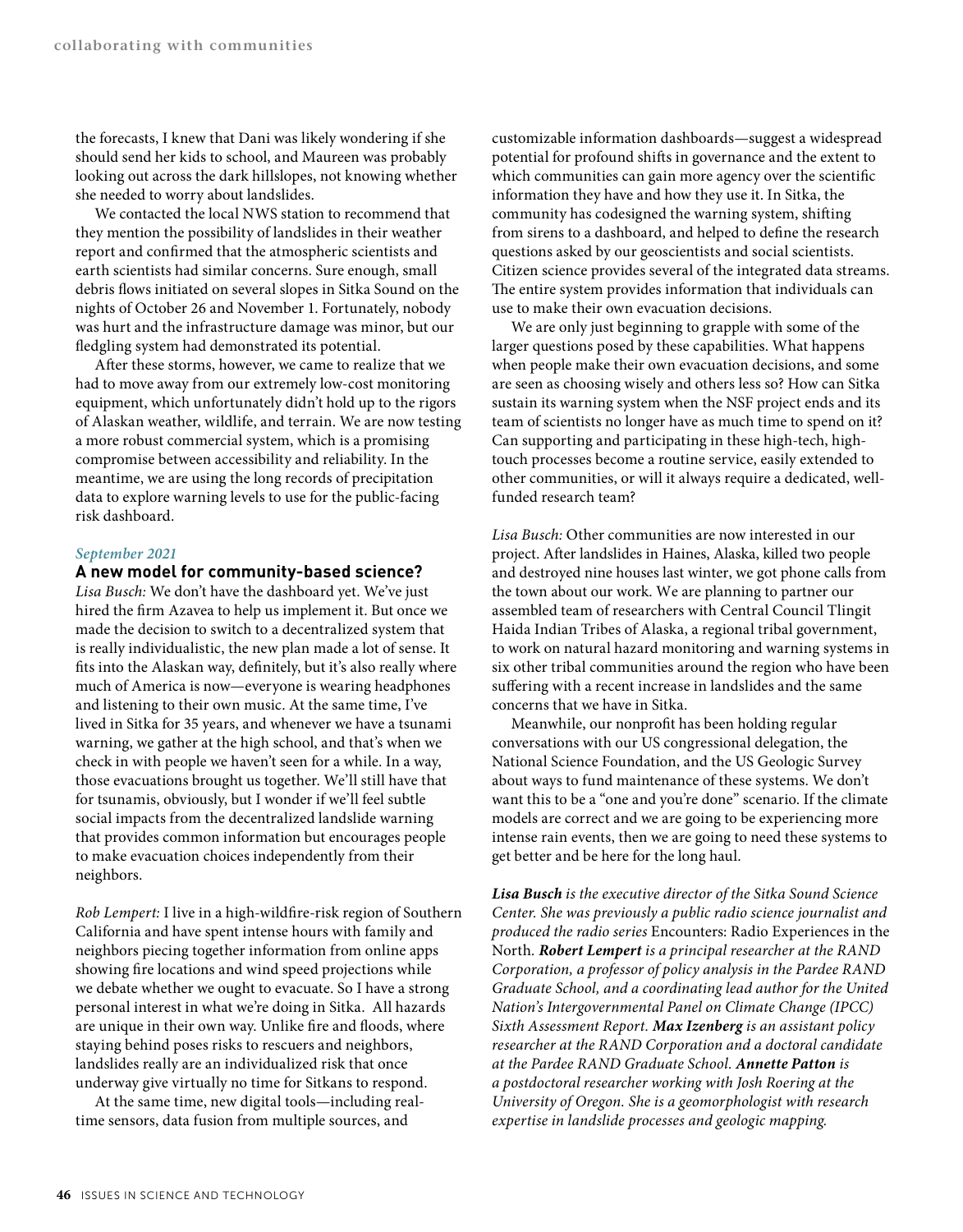the forecasts, I knew that Dani was likely wondering if she should send her kids to school, and Maureen was probably looking out across the dark hillslopes, not knowing whether she needed to worry about landslides.

We contacted the local NWS station to recommend that they mention the possibility of landslides in their weather report and confirmed that the atmospheric scientists and earth scientists had similar concerns. Sure enough, small debris flows initiated on several slopes in Sitka Sound on the nights of October 26 and November 1. Fortunately, nobody was hurt and the infrastructure damage was minor, but our fledgling system had demonstrated its potential.

After these storms, however, we came to realize that we had to move away from our extremely low-cost monitoring equipment, which unfortunately didn't hold up to the rigors of Alaskan weather, wildlife, and terrain. We are now testing a more robust commercial system, which is a promising compromise between accessibility and reliability. In the meantime, we are using the long records of precipitation data to explore warning levels to use for the public-facing risk dashboard.

*September 2021*

## A new model for community-based science?

*Lisa Busch:* We don't have the dashboard yet. We've just hired the firm Azavea to help us implement it. But once we made the decision to switch to a decentralized system that is really individualistic, the new plan made a lot of sense. It fits into the Alaskan way, definitely, but it's also really where much of America is now—everyone is wearing headphones and listening to their own music. At the same time, I've lived in Sitka for 35 years, and whenever we have a tsunami warning, we gather at the high school, and that's when we check in with people we haven't seen for a while. In a way, those evacuations brought us together. We'll still have that for tsunamis, obviously, but I wonder if we'll feel subtle social impacts from the decentralized landslide warning that provides common information but encourages people to make evacuation choices independently from their neighbors.

*Rob Lempert:* I live in a high-wildfire-risk region of Southern California and have spent intense hours with family and neighbors piecing together information from online apps showing fire locations and wind speed projections while we debate whether we ought to evacuate. So I have a strong personal interest in what we're doing in Sitka. All hazards are unique in their own way. Unlike fire and floods, where staying behind poses risks to rescuers and neighbors, landslides really are an individualized risk that once underway give virtually no time for Sitkans to respond.

At the same time, new digital tools—including real-time sensors, data fusion from multiple sources, and customizable information dashboards—suggest a widespread potential for profound shifts in governance and the extent to which communities can gain more agency over the scientific information they have and how they use it. In Sitka, the community has codesigned the warning system, shifting from sirens to a dashboard, and helped to define the research questions asked by our geoscientists and social scientists. Citizen science provides several of the integrated data streams. The entire system provides information that individuals can use to make their own evacuation decisions.

We are only just beginning to grapple with some of the larger questions posed by these capabilities. What happens when people make their own evacuation decisions, and some are seen as choosing wisely and others less so? How can Sitka sustain its warning system when the NSF project ends and its team of scientists no longer have as much time to spend on it? Can supporting and participating in these high-tech, high-touch processes become a routine service, easily extended to other communities, or will it always require a dedicated, well-funded research team?

*Lisa Busch:* Other communities are now interested in our project. After landslides in Haines, Alaska, killed two people and destroyed nine houses last winter, we got phone calls from the town about our work. We are planning to partner our assembled team of researchers with Central Council Tlingit Haida Indian Tribes of Alaska, a regional tribal government, to work on natural hazard monitoring and warning systems in six other tribal communities around the region who have been suffering with a recent increase in landslides and the same concerns that we have in Sitka.

Meanwhile, our nonprofit has been holding regular conversations with our US congressional delegation, the National Science Foundation, and the US Geologic Survey about ways to fund maintenance of these systems. We don't want this to be a "one and you're done" scenario. If the climate models are correct and we are going to be experiencing more intense rain events, then we are going to need these systems to get better and be here for the long haul.

***Lisa Busch*** *is the executive director of the Sitka Sound Science Center. She was previously a public radio science journalist and produced the radio series* Encounters: Radio Experiences in the North. ***Robert Lempert*** *is a principal researcher at the RAND Corporation, a professor of policy analysis in the Pardee RAND Graduate School, and a coordinating lead author for the United Nation's Intergovernmental Panel on Climate Change (IPCC) Sixth Assessment Report.* ***Max Izenberg*** *is an assistant policy researcher at the RAND Corporation and a doctoral candidate at the Pardee RAND Graduate School.* ***Annette Patton*** *is a postdoctoral researcher working with Josh Roering at the University of Oregon. She is a geomorphologist with research expertise in landslide processes and geologic mapping.*